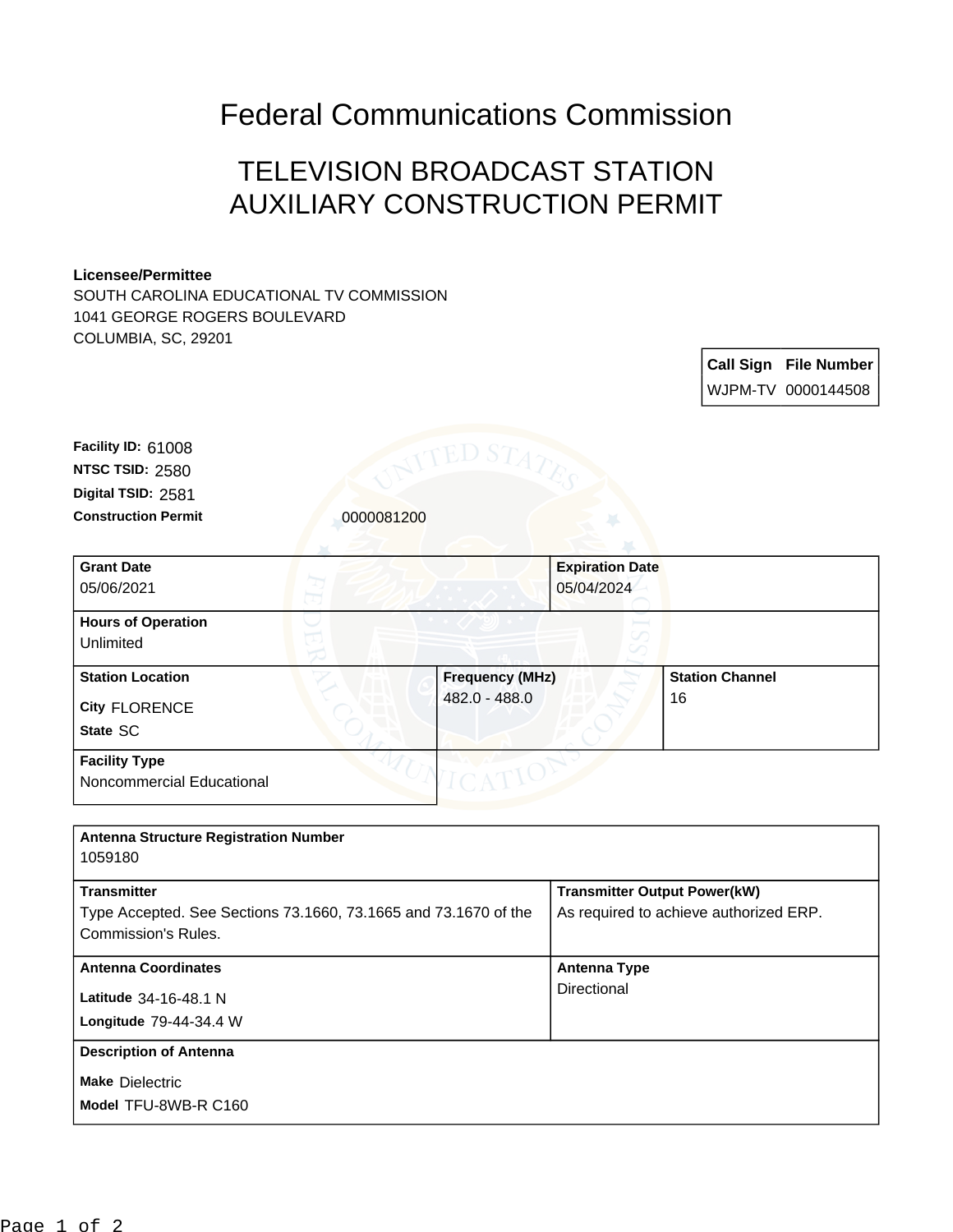# Federal Communications Commission

## TELEVISION BROADCAST STATION AUXILIARY CONSTRUCTION PERMIT

**Licensee/Permittee**
SOUTH CAROLINA EDUCATIONAL TV COMMISSION
1041 GEORGE ROGERS BOULEVARD
COLUMBIA, SC, 29201

| Call Sign | File Number |
| --- | --- |
| WJPM-TV | 0000144508 |

**Facility ID:** 61008
**NTSC TSID:** 2580
**Digital TSID:** 2581
**Construction Permit** 0000081200

| Grant Date | Expiration Date | |
| --- | --- | --- |
| 05/06/2021 | 05/04/2024 | |
| **Hours of Operation** | | |
| Unlimited | | |
| **Station Location** | **Frequency (MHz)** | **Station Channel** |
| City FLORENCE<br>State SC | 482.0 - 488.0 | 16 |
| **Facility Type** | | |
| Noncommercial Educational | | |

| Antenna Structure Registration Number | |
| --- | --- |
| 1059180 | |
| **Transmitter** | **Transmitter Output Power(kW)** |
| Type Accepted. See Sections 73.1660, 73.1665 and 73.1670 of the Commission's Rules. | As required to achieve authorized ERP. |
| **Antenna Coordinates** | **Antenna Type** |
| Latitude 34-16-48.1 N<br>Longitude 79-44-34.4 W | Directional |
| **Description of Antenna** | |
| Make Dielectric<br>Model TFU-8WB-R C160 | |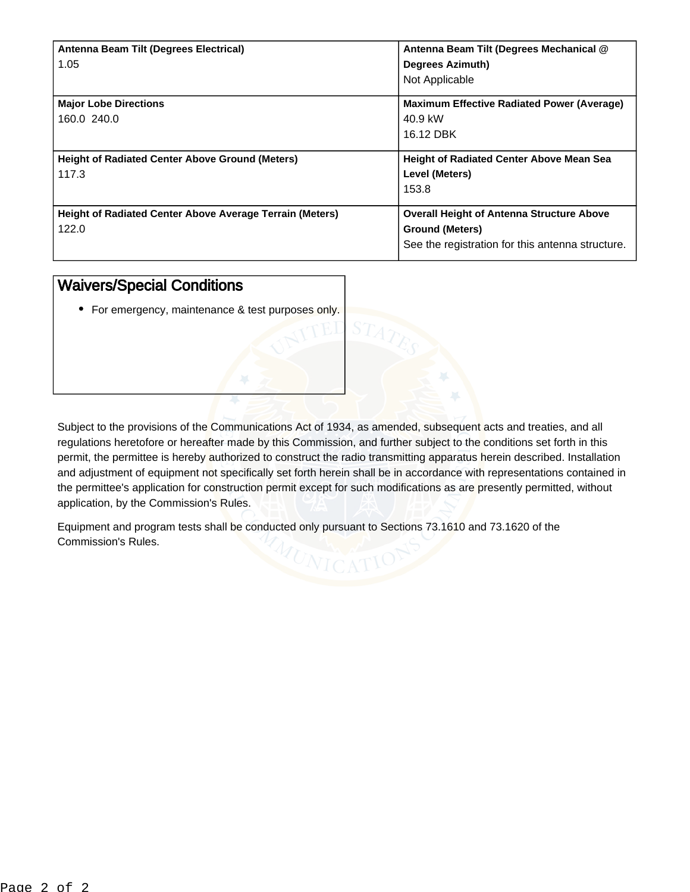| | |
|---|---|
| **Antenna Beam Tilt (Degrees Electrical)**<br>1.05 | **Antenna Beam Tilt (Degrees Mechanical @ Degrees Azimuth)**<br>Not Applicable |
| **Major Lobe Directions**<br>160.0 240.0 | **Maximum Effective Radiated Power (Average)**<br>40.9 kW<br>16.12 DBK |
| **Height of Radiated Center Above Ground (Meters)**<br>117.3 | **Height of Radiated Center Above Mean Sea Level (Meters)**<br>153.8 |
| **Height of Radiated Center Above Average Terrain (Meters)**<br>122.0 | **Overall Height of Antenna Structure Above Ground (Meters)**<br>See the registration for this antenna structure. |

## Waivers/Special Conditions

- For emergency, maintenance & test purposes only.

Subject to the provisions of the Communications Act of 1934, as amended, subsequent acts and treaties, and all regulations heretofore or hereafter made by this Commission, and further subject to the conditions set forth in this permit, the permittee is hereby authorized to construct the radio transmitting apparatus herein described. Installation and adjustment of equipment not specifically set forth herein shall be in accordance with representations contained in the permittee's application for construction permit except for such modifications as are presently permitted, without application, by the Commission's Rules.

Equipment and program tests shall be conducted only pursuant to Sections 73.1610 and 73.1620 of the Commission's Rules.